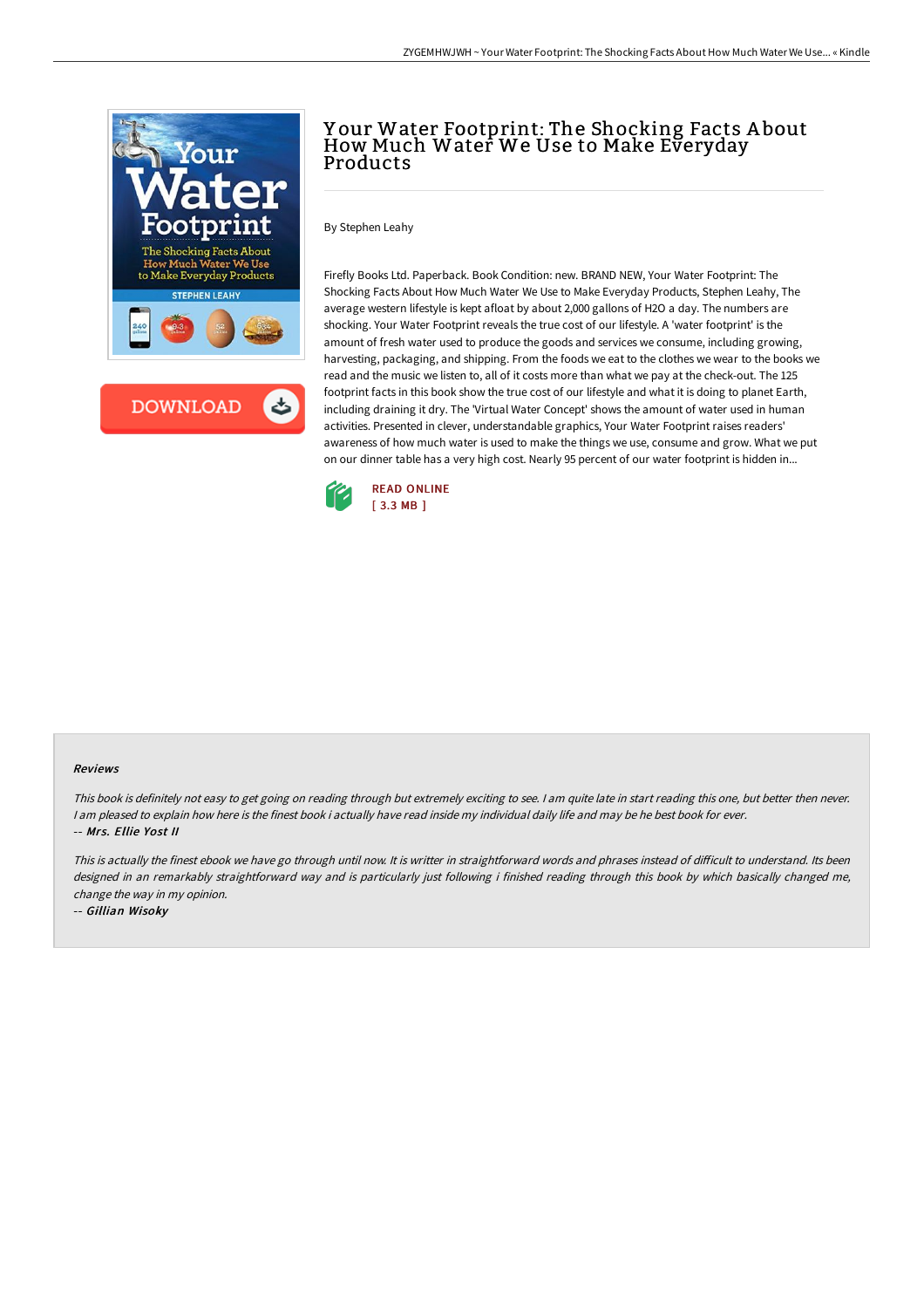# Your Water Footprint: The Shocking Facts About How Much Water We Use to Make Everyday Products

By Stephen Leahy

Firefly Books Ltd. Paperback. Book Condition: new. BRAND NEW, Your Water Footprint: The Shocking Facts About How Much Water We Use to Make Everyday Products, Stephen Leahy, The average western lifestyle is kept afloat by about 2,000 gallons of H2O a day. The numbers are shocking. Your Water Footprint reveals the true cost of our lifestyle. A 'water footprint' is the amount of fresh water used to produce the goods and services we consume, including growing, harvesting, packaging, and shipping. From the foods we eat to the clothes we wear to the books we read and the music we listen to, all of it costs more than what we pay at the check-out. The 125 footprint facts in this book show the true cost of our lifestyle and what it is doing to planet Earth, including draining it dry. The 'Virtual Water Concept' shows the amount of water used in human activities. Presented in clever, understandable graphics, Your Water Footprint raises readers' awareness of how much water is used to make the things we use, consume and grow. What we put on our dinner table has a very high cost. Nearly 95 percent of our water footprint is hidden in...

READ ONLINE
[ 3.3 MB ]

#### Reviews

*This book is definitely not easy to get going on reading through but extremely exciting to see. I am quite late in start reading this one, but better then never. I am pleased to explain how here is the finest book i actually have read inside my individual daily life and may be he best book for ever.*

-- ***Mrs. Ellie Yost II***

*This is actually the finest ebook we have go through until now. It is writter in straightforward words and phrases instead of difficult to understand. Its been designed in an remarkably straightforward way and is particularly just following i finished reading through this book by which basically changed me, change the way in my opinion.*

-- ***Gillian Wisoky***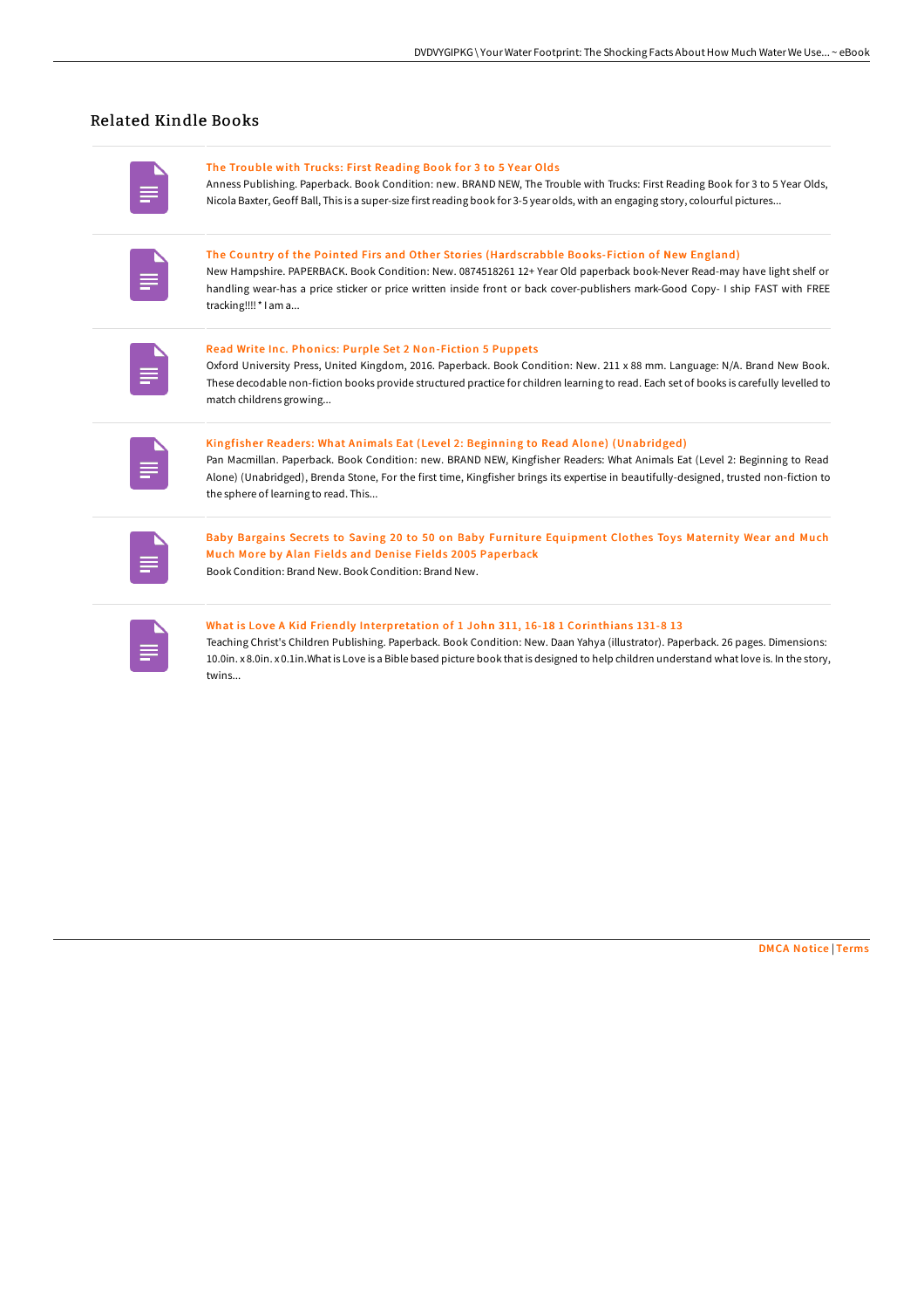## Related Kindle Books

### The Trouble with Trucks: First Reading Book for 3 to 5 Year Olds

Anness Publishing. Paperback. Book Condition: new. BRAND NEW, The Trouble with Trucks: First Reading Book for 3 to 5 Year Olds, Nicola Baxter, Geoff Ball, This is a super-size first reading book for 3-5 year olds, with an engaging story, colourful pictures...

### The Country of the Pointed Firs and Other Stories (Hardscrabble Books-Fiction of New England)

New Hampshire. PAPERBACK. Book Condition: New. 0874518261 12+ Year Old paperback book-Never Read-may have light shelf or handling wear-has a price sticker or price written inside front or back cover-publishers mark-Good Copy- I ship FAST with FREE tracking!!!! * I am a...

### Read Write Inc. Phonics: Purple Set 2 Non-Fiction 5 Puppets

Oxford University Press, United Kingdom, 2016. Paperback. Book Condition: New. 211 x 88 mm. Language: N/A. Brand New Book. These decodable non-fiction books provide structured practice for children learning to read. Each set of books is carefully levelled to match childrens growing...

### Kingfisher Readers: What Animals Eat (Level 2: Beginning to Read Alone) (Unabridged)

Pan Macmillan. Paperback. Book Condition: new. BRAND NEW, Kingfisher Readers: What Animals Eat (Level 2: Beginning to Read Alone) (Unabridged), Brenda Stone, For the first time, Kingfisher brings its expertise in beautifully-designed, trusted non-fiction to the sphere of learning to read. This...

### Baby Bargains Secrets to Saving 20 to 50 on Baby Furniture Equipment Clothes Toys Maternity Wear and Much Much More by Alan Fields and Denise Fields 2005 Paperback

Book Condition: Brand New. Book Condition: Brand New.

### What is Love A Kid Friendly Interpretation of 1 John 311, 16-18 1 Corinthians 131-8 13

Teaching Christ's Children Publishing. Paperback. Book Condition: New. Daan Yahya (illustrator). Paperback. 26 pages. Dimensions: 10.0in. x 8.0in. x 0.1in.What is Love is a Bible based picture book that is designed to help children understand what love is. In the story, twins...

DMCA Notice | Terms